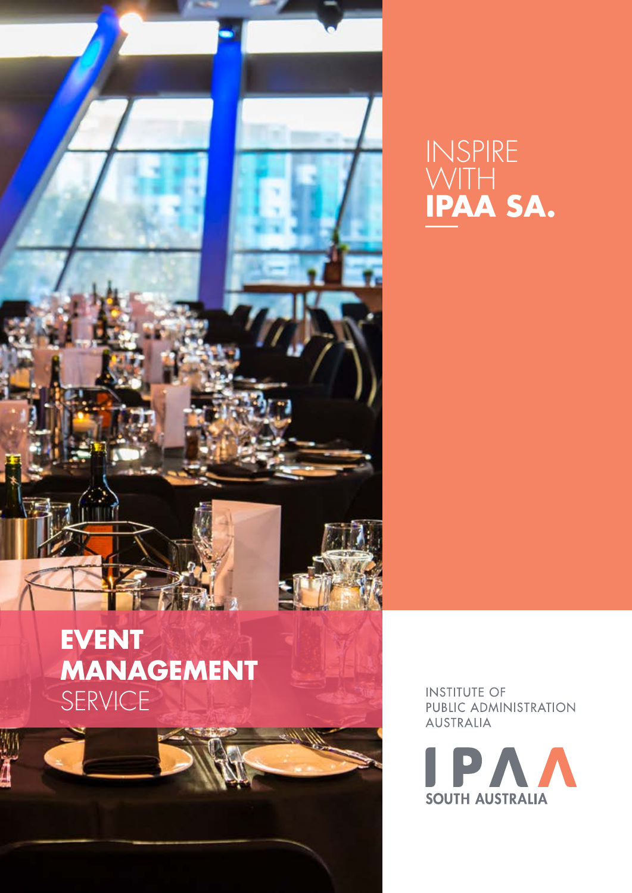# INSPIRE WITH **IPAA SA.**

# **EVENT MANAGEMENT** SERVICE

INSTITUTE OF PUBLIC ADMINISTRATION AUSTRALIA

IPAA SOUTH AUSTRALIA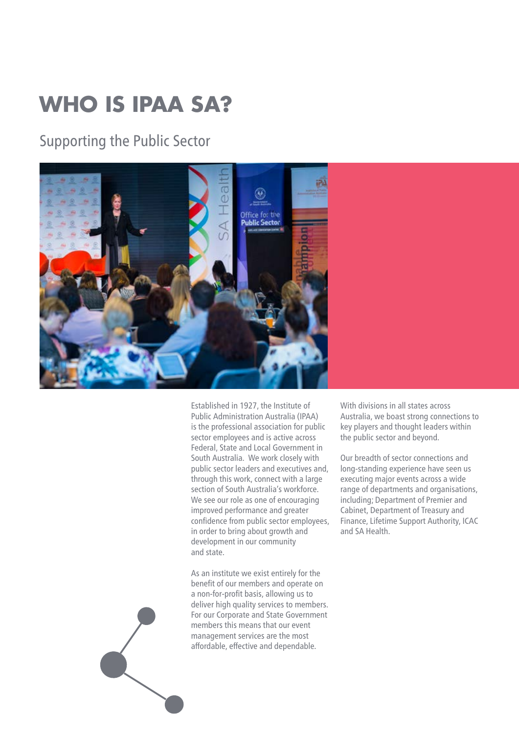# WHO IS IPAA SA?

## Supporting the Public Sector

Established in 1927, the Institute of Public Administration Australia (IPAA) is the professional association for public sector employees and is active across Federal, State and Local Government in South Australia. We work closely with public sector leaders and executives and, through this work, connect with a large section of South Australia's workforce. We see our role as one of encouraging improved performance and greater confidence from public sector employees, in order to bring about growth and development in our community and state.

As an institute we exist entirely for the benefit of our members and operate on a non-for-profit basis, allowing us to deliver high quality services to members. For our Corporate and State Government members this means that our event management services are the most affordable, effective and dependable.

With divisions in all states across Australia, we boast strong connections to key players and thought leaders within the public sector and beyond.

Our breadth of sector connections and long-standing experience have seen us executing major events across a wide range of departments and organisations, including; Department of Premier and Cabinet, Department of Treasury and Finance, Lifetime Support Authority, ICAC and SA Health.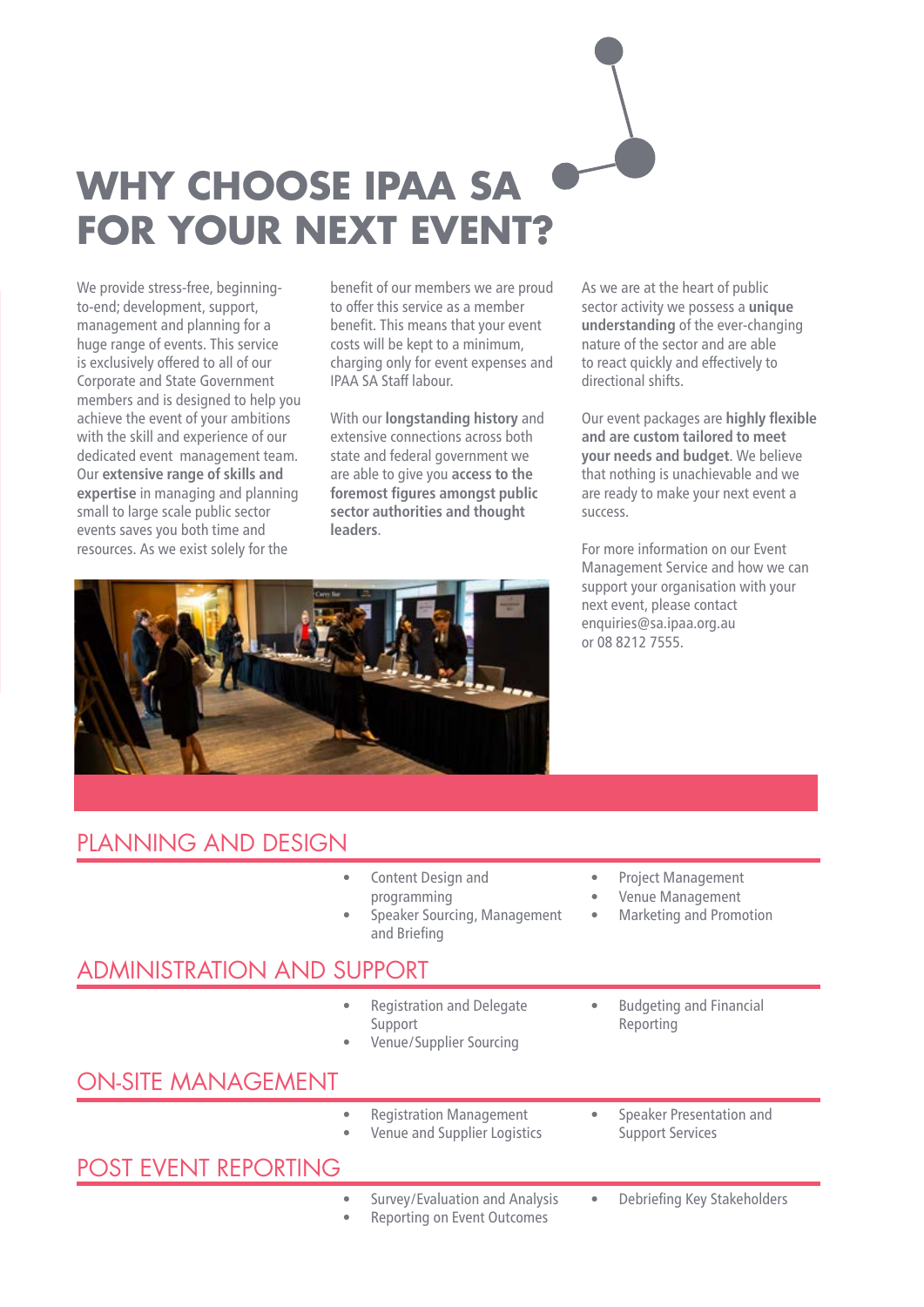# WHY CHOOSE IPAA SA FOR YOUR NEXT EVENT?

We provide stress-free, beginning-to-end; development, support, management and planning for a huge range of events. This service is exclusively offered to all of our Corporate and State Government members and is designed to help you achieve the event of your ambitions with the skill and experience of our dedicated event management team. Our **extensive range of skills and expertise** in managing and planning small to large scale public sector events saves you both time and resources. As we exist solely for the benefit of our members we are proud to offer this service as a member benefit. This means that your event costs will be kept to a minimum, charging only for event expenses and IPAA SA Staff labour.

With our **longstanding history** and extensive connections across both state and federal government we are able to give you **access to the foremost figures amongst public sector authorities and thought leaders**.

As we are at the heart of public sector activity we possess a **unique understanding** of the ever-changing nature of the sector and are able to react quickly and effectively to directional shifts.

Our event packages are **highly flexible and are custom tailored to meet your needs and budget**. We believe that nothing is unachievable and we are ready to make your next event a success.

For more information on our Event Management Service and how we can support your organisation with your next event, please contact enquiries@sa.ipaa.org.au or 08 8212 7555.

## PLANNING AND DESIGN

- Content Design and programming
- Speaker Sourcing, Management and Briefing
- Project Management
- Venue Management
- Marketing and Promotion

## ADMINISTRATION AND SUPPORT

- Registration and Delegate Support
- Venue/Supplier Sourcing
- Budgeting and Financial Reporting

## ON-SITE MANAGEMENT

- Registration Management
- Venue and Supplier Logistics
- Speaker Presentation and Support Services

## POST EVENT REPORTING

- Survey/Evaluation and Analysis
- Reporting on Event Outcomes
- Debriefing Key Stakeholders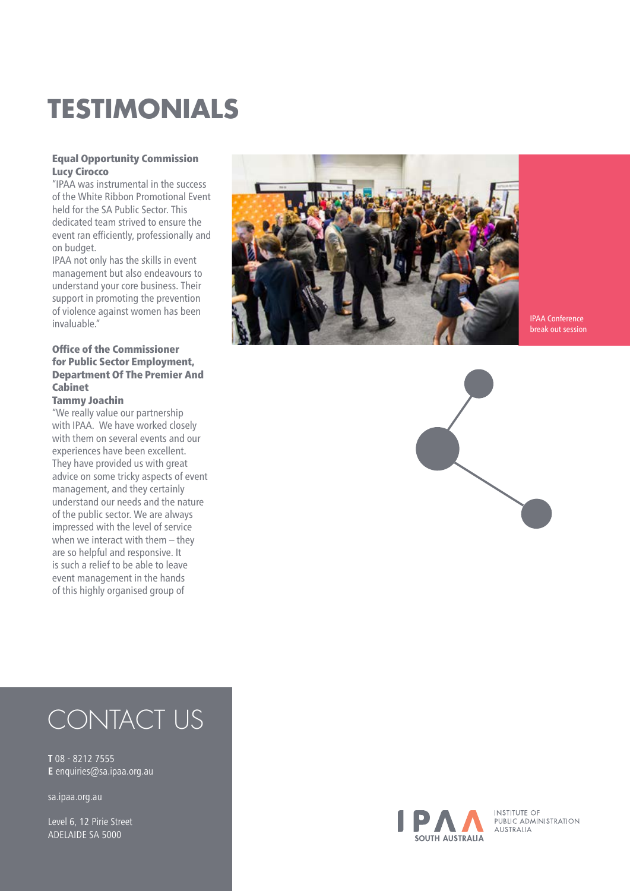# TESTIMONIALS

**Equal Opportunity Commission**
**Lucy Cirocco**

"IPAA was instrumental in the success of the White Ribbon Promotional Event held for the SA Public Sector. This dedicated team strived to ensure the event ran efficiently, professionally and on budget.

IPAA not only has the skills in event management but also endeavours to understand your core business. Their support in promoting the prevention of violence against women has been invaluable."

**Office of the Commissioner for Public Sector Employment, Department Of The Premier And Cabinet**
**Tammy Joachin**

"We really value our partnership with IPAA. We have worked closely with them on several events and our experiences have been excellent. They have provided us with great advice on some tricky aspects of event management, and they certainly understand our needs and the nature of the public sector. We are always impressed with the level of service when we interact with them – they are so helpful and responsive. It is such a relief to be able to leave event management in the hands of this highly organised group of

IPAA Conference break out session

## CONTACT US

**T** 08 - 8212 7555
**E** enquiries@sa.ipaa.org.au

sa.ipaa.org.au

Level 6, 12 Pirie Street
ADELAIDE SA 5000

IPAA SOUTH AUSTRALIA
INSTITUTE OF PUBLIC ADMINISTRATION AUSTRALIA